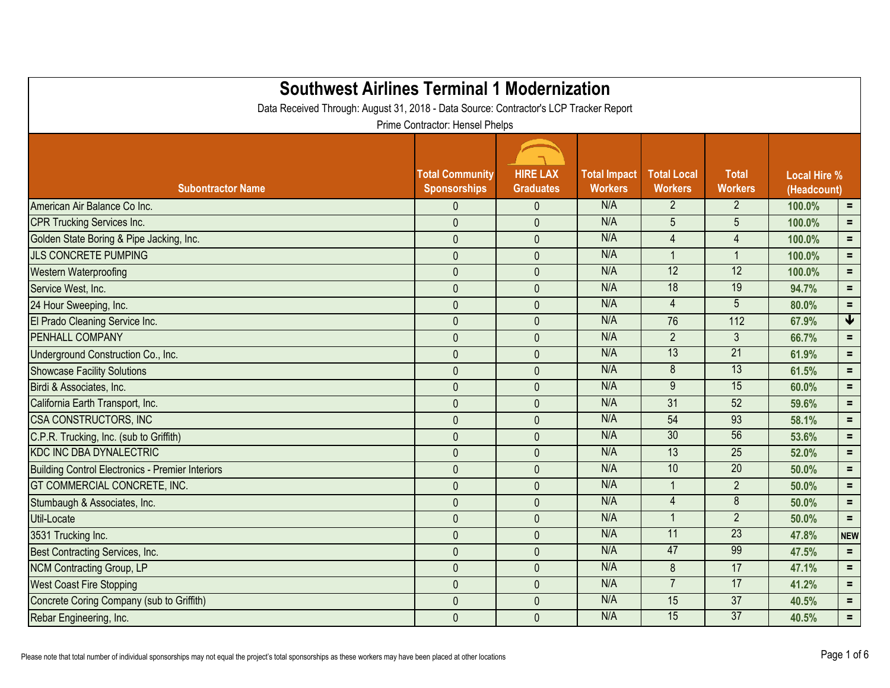# Southwest Airlines Terminal 1 Modernization

Data Received Through: August 31, 2018 - Data Source: Contractor's LCP Tracker Report

Prime Contractor: Hensel Phelps

| Subontractor Name | Total Community Sponsorships | HIRE LAX Graduates | Total Impact Workers | Total Local Workers | Total Workers | Local Hire % (Headcount) | |
|---|---|---|---|---|---|---|---|
| American Air Balance Co Inc. | 0 | 0 | N/A | 2 | 2 | 100.0% | = |
| CPR Trucking Services Inc. | 0 | 0 | N/A | 5 | 5 | 100.0% | = |
| Golden State Boring & Pipe Jacking, Inc. | 0 | 0 | N/A | 4 | 4 | 100.0% | = |
| JLS CONCRETE PUMPING | 0 | 0 | N/A | 1 | 1 | 100.0% | = |
| Western Waterproofing | 0 | 0 | N/A | 12 | 12 | 100.0% | = |
| Service West, Inc. | 0 | 0 | N/A | 18 | 19 | 94.7% | = |
| 24 Hour Sweeping, Inc. | 0 | 0 | N/A | 4 | 5 | 80.0% | = |
| El Prado Cleaning Service Inc. | 0 | 0 | N/A | 76 | 112 | 67.9% | ↓ |
| PENHALL COMPANY | 0 | 0 | N/A | 2 | 3 | 66.7% | = |
| Underground Construction Co., Inc. | 0 | 0 | N/A | 13 | 21 | 61.9% | = |
| Showcase Facility Solutions | 0 | 0 | N/A | 8 | 13 | 61.5% | = |
| Birdi & Associates, Inc. | 0 | 0 | N/A | 9 | 15 | 60.0% | = |
| California Earth Transport, Inc. | 0 | 0 | N/A | 31 | 52 | 59.6% | = |
| CSA CONSTRUCTORS, INC | 0 | 0 | N/A | 54 | 93 | 58.1% | = |
| C.P.R. Trucking, Inc. (sub to Griffith) | 0 | 0 | N/A | 30 | 56 | 53.6% | = |
| KDC INC DBA DYNALECTRIC | 0 | 0 | N/A | 13 | 25 | 52.0% | = |
| Building Control Electronics - Premier Interiors | 0 | 0 | N/A | 10 | 20 | 50.0% | = |
| GT COMMERCIAL CONCRETE, INC. | 0 | 0 | N/A | 1 | 2 | 50.0% | = |
| Stumbaugh & Associates, Inc. | 0 | 0 | N/A | 4 | 8 | 50.0% | = |
| Util-Locate | 0 | 0 | N/A | 1 | 2 | 50.0% | = |
| 3531 Trucking Inc. | 0 | 0 | N/A | 11 | 23 | 47.8% | NEW |
| Best Contracting Services, Inc. | 0 | 0 | N/A | 47 | 99 | 47.5% | = |
| NCM Contracting Group, LP | 0 | 0 | N/A | 8 | 17 | 47.1% | = |
| West Coast Fire Stopping | 0 | 0 | N/A | 7 | 17 | 41.2% | = |
| Concrete Coring Company (sub to Griffith) | 0 | 0 | N/A | 15 | 37 | 40.5% | = |
| Rebar Engineering, Inc. | 0 | 0 | N/A | 15 | 37 | 40.5% | = |

Please note that total number of individual sponsorships may not equal the project's total sponsorships as these workers may have been placed at other locations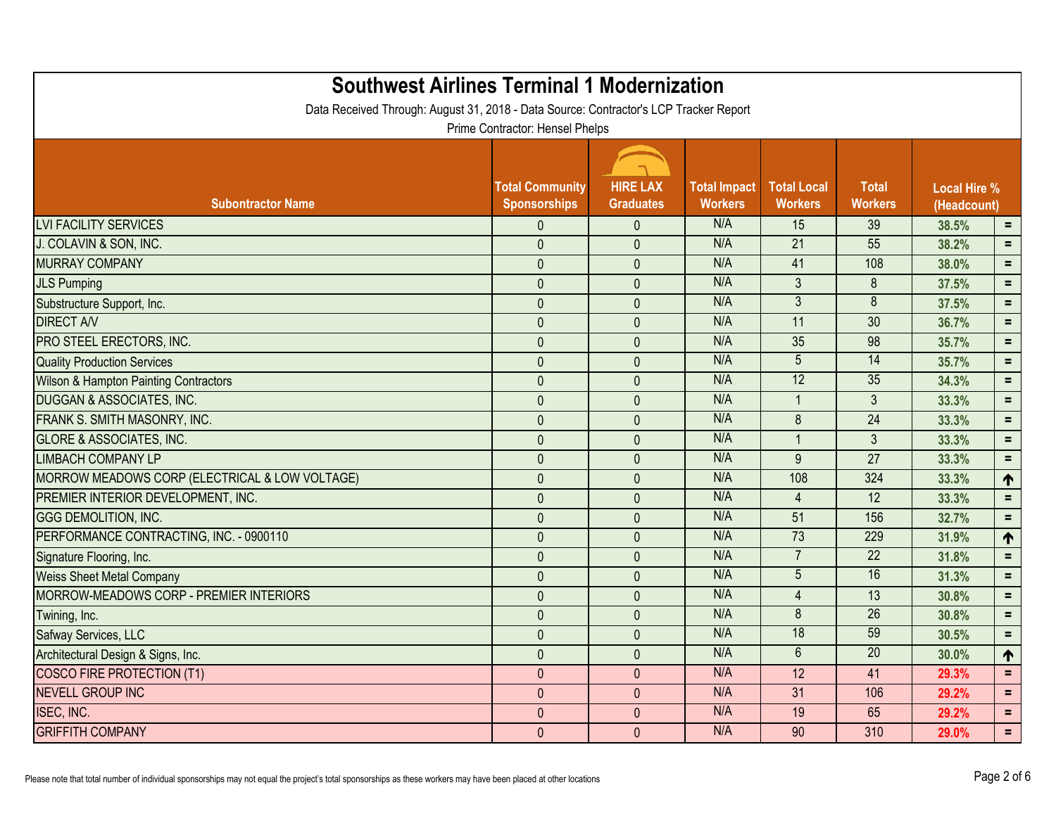# Southwest Airlines Terminal 1 Modernization

Data Received Through: August 31, 2018 - Data Source: Contractor's LCP Tracker Report

Prime Contractor: Hensel Phelps

| Subontractor Name | Total Community Sponsorships | HIRE LAX Graduates | Total Impact Workers | Total Local Workers | Total Workers | Local Hire % (Headcount) | |
|---|---|---|---|---|---|---|---|
| LVI FACILITY SERVICES | 0 | 0 | N/A | 15 | 39 | 38.5% | = |
| J. COLAVIN & SON, INC. | 0 | 0 | N/A | 21 | 55 | 38.2% | = |
| MURRAY COMPANY | 0 | 0 | N/A | 41 | 108 | 38.0% | = |
| JLS Pumping | 0 | 0 | N/A | 3 | 8 | 37.5% | = |
| Substructure Support, Inc. | 0 | 0 | N/A | 3 | 8 | 37.5% | = |
| DIRECT A/V | 0 | 0 | N/A | 11 | 30 | 36.7% | = |
| PRO STEEL ERECTORS, INC. | 0 | 0 | N/A | 35 | 98 | 35.7% | = |
| Quality Production Services | 0 | 0 | N/A | 5 | 14 | 35.7% | = |
| Wilson & Hampton Painting Contractors | 0 | 0 | N/A | 12 | 35 | 34.3% | = |
| DUGGAN & ASSOCIATES, INC. | 0 | 0 | N/A | 1 | 3 | 33.3% | = |
| FRANK S. SMITH MASONRY, INC. | 0 | 0 | N/A | 8 | 24 | 33.3% | = |
| GLORE & ASSOCIATES, INC. | 0 | 0 | N/A | 1 | 3 | 33.3% | = |
| LIMBACH COMPANY LP | 0 | 0 | N/A | 9 | 27 | 33.3% | = |
| MORROW MEADOWS CORP (ELECTRICAL & LOW VOLTAGE) | 0 | 0 | N/A | 108 | 324 | 33.3% | ↑ |
| PREMIER INTERIOR DEVELOPMENT, INC. | 0 | 0 | N/A | 4 | 12 | 33.3% | = |
| GGG DEMOLITION, INC. | 0 | 0 | N/A | 51 | 156 | 32.7% | = |
| PERFORMANCE CONTRACTING, INC. - 0900110 | 0 | 0 | N/A | 73 | 229 | 31.9% | ↑ |
| Signature Flooring, Inc. | 0 | 0 | N/A | 7 | 22 | 31.8% | = |
| Weiss Sheet Metal Company | 0 | 0 | N/A | 5 | 16 | 31.3% | = |
| MORROW-MEADOWS CORP - PREMIER INTERIORS | 0 | 0 | N/A | 4 | 13 | 30.8% | = |
| Twining, Inc. | 0 | 0 | N/A | 8 | 26 | 30.8% | = |
| Safway Services, LLC | 0 | 0 | N/A | 18 | 59 | 30.5% | = |
| Architectural Design & Signs, Inc. | 0 | 0 | N/A | 6 | 20 | 30.0% | ↑ |
| COSCO FIRE PROTECTION (T1) | 0 | 0 | N/A | 12 | 41 | 29.3% | = |
| NEVELL GROUP INC | 0 | 0 | N/A | 31 | 106 | 29.2% | = |
| ISEC, INC. | 0 | 0 | N/A | 19 | 65 | 29.2% | = |
| GRIFFITH COMPANY | 0 | 0 | N/A | 90 | 310 | 29.0% | = |

Please note that total number of individual sponsorships may not equal the project's total sponsorships as these workers may have been placed at other locations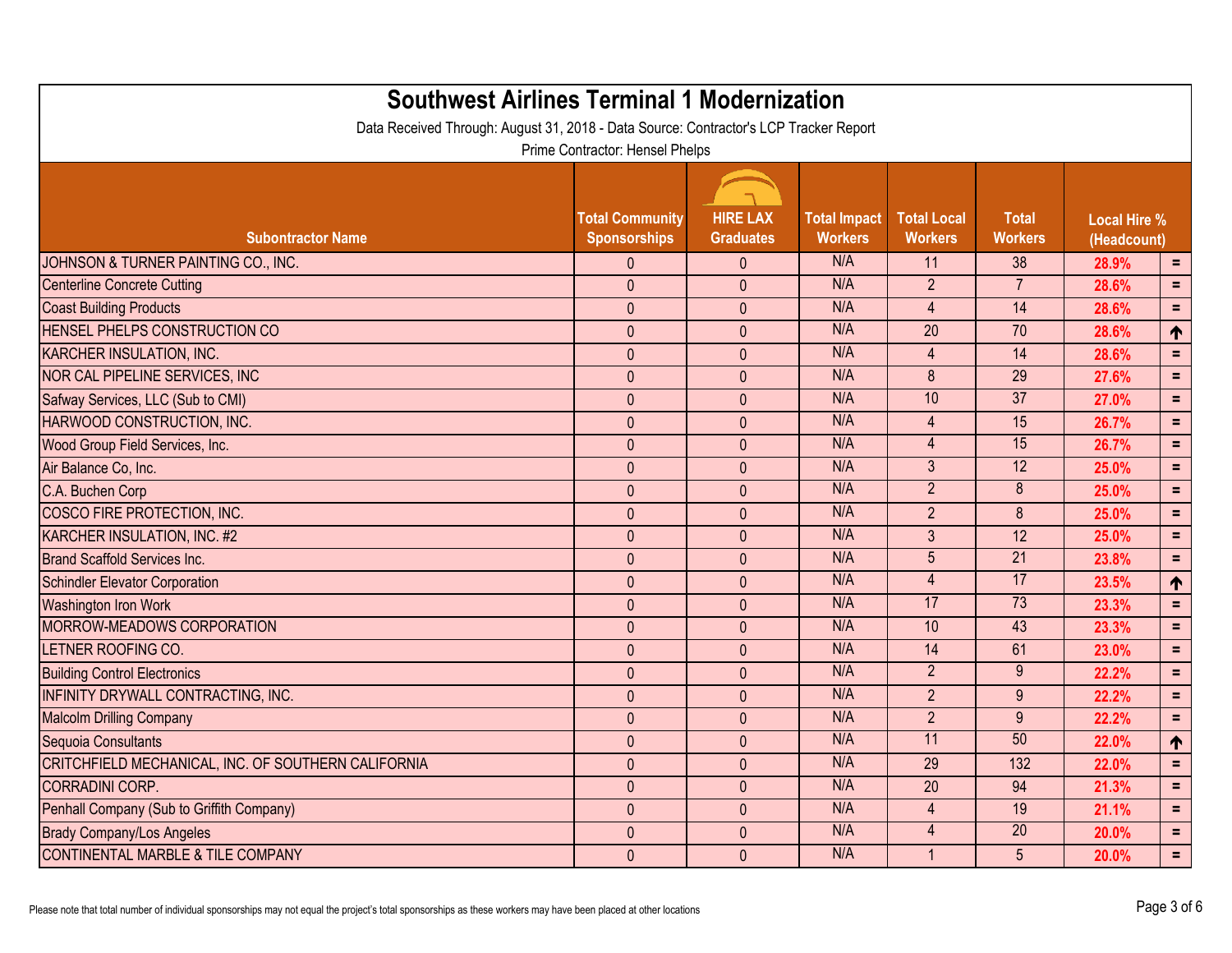# Southwest Airlines Terminal 1 Modernization

Data Received Through: August 31, 2018 - Data Source: Contractor's LCP Tracker Report

Prime Contractor: Hensel Phelps

| Subontractor Name | Total Community Sponsorships | HIRE LAX Graduates | Total Impact Workers | Total Local Workers | Total Workers | Local Hire % (Headcount) | |
|---|---|---|---|---|---|---|---|
| JOHNSON & TURNER PAINTING CO., INC. | 0 | 0 | N/A | 11 | 38 | 28.9% | = |
| Centerline Concrete Cutting | 0 | 0 | N/A | 2 | 7 | 28.6% | = |
| Coast Building Products | 0 | 0 | N/A | 4 | 14 | 28.6% | = |
| HENSEL PHELPS CONSTRUCTION CO | 0 | 0 | N/A | 20 | 70 | 28.6% | ↑ |
| KARCHER INSULATION, INC. | 0 | 0 | N/A | 4 | 14 | 28.6% | = |
| NOR CAL PIPELINE SERVICES, INC | 0 | 0 | N/A | 8 | 29 | 27.6% | = |
| Safway Services, LLC (Sub to CMI) | 0 | 0 | N/A | 10 | 37 | 27.0% | = |
| HARWOOD CONSTRUCTION, INC. | 0 | 0 | N/A | 4 | 15 | 26.7% | = |
| Wood Group Field Services, Inc. | 0 | 0 | N/A | 4 | 15 | 26.7% | = |
| Air Balance Co, Inc. | 0 | 0 | N/A | 3 | 12 | 25.0% | = |
| C.A. Buchen Corp | 0 | 0 | N/A | 2 | 8 | 25.0% | = |
| COSCO FIRE PROTECTION, INC. | 0 | 0 | N/A | 2 | 8 | 25.0% | = |
| KARCHER INSULATION, INC. #2 | 0 | 0 | N/A | 3 | 12 | 25.0% | = |
| Brand Scaffold Services Inc. | 0 | 0 | N/A | 5 | 21 | 23.8% | = |
| Schindler Elevator Corporation | 0 | 0 | N/A | 4 | 17 | 23.5% | ↑ |
| Washington Iron Work | 0 | 0 | N/A | 17 | 73 | 23.3% | = |
| MORROW-MEADOWS CORPORATION | 0 | 0 | N/A | 10 | 43 | 23.3% | = |
| LETNER ROOFING CO. | 0 | 0 | N/A | 14 | 61 | 23.0% | = |
| Building Control Electronics | 0 | 0 | N/A | 2 | 9 | 22.2% | = |
| INFINITY DRYWALL CONTRACTING, INC. | 0 | 0 | N/A | 2 | 9 | 22.2% | = |
| Malcolm Drilling Company | 0 | 0 | N/A | 2 | 9 | 22.2% | = |
| Sequoia Consultants | 0 | 0 | N/A | 11 | 50 | 22.0% | ↑ |
| CRITCHFIELD MECHANICAL, INC. OF SOUTHERN CALIFORNIA | 0 | 0 | N/A | 29 | 132 | 22.0% | = |
| CORRADINI CORP. | 0 | 0 | N/A | 20 | 94 | 21.3% | = |
| Penhall Company (Sub to Griffith Company) | 0 | 0 | N/A | 4 | 19 | 21.1% | = |
| Brady Company/Los Angeles | 0 | 0 | N/A | 4 | 20 | 20.0% | = |
| CONTINENTAL MARBLE & TILE COMPANY | 0 | 0 | N/A | 1 | 5 | 20.0% | = |

Please note that total number of individual sponsorships may not equal the project's total sponsorships as these workers may have been placed at other locations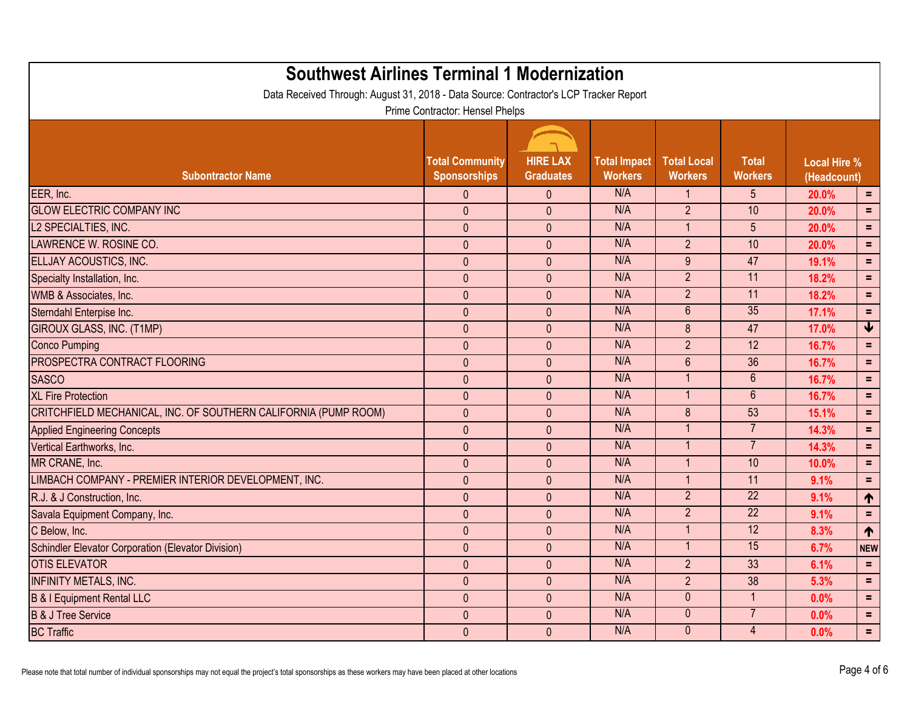# Southwest Airlines Terminal 1 Modernization

Data Received Through: August 31, 2018 - Data Source: Contractor's LCP Tracker Report

Prime Contractor: Hensel Phelps

| Subontractor Name | Total Community Sponsorships | HIRE LAX Graduates | Total Impact Workers | Total Local Workers | Total Workers | Local Hire % (Headcount) | |
|---|---|---|---|---|---|---|---|
| EER, Inc. | 0 | 0 | N/A | 1 | 5 | 20.0% | = |
| GLOW ELECTRIC COMPANY INC | 0 | 0 | N/A | 2 | 10 | 20.0% | = |
| L2 SPECIALTIES, INC. | 0 | 0 | N/A | 1 | 5 | 20.0% | = |
| LAWRENCE W. ROSINE CO. | 0 | 0 | N/A | 2 | 10 | 20.0% | = |
| ELLJAY ACOUSTICS, INC. | 0 | 0 | N/A | 9 | 47 | 19.1% | = |
| Specialty Installation, Inc. | 0 | 0 | N/A | 2 | 11 | 18.2% | = |
| WMB & Associates, Inc. | 0 | 0 | N/A | 2 | 11 | 18.2% | = |
| Sterndahl Enterpise Inc. | 0 | 0 | N/A | 6 | 35 | 17.1% | = |
| GIROUX GLASS, INC. (T1MP) | 0 | 0 | N/A | 8 | 47 | 17.0% | ↓ |
| Conco Pumping | 0 | 0 | N/A | 2 | 12 | 16.7% | = |
| PROSPECTRA CONTRACT FLOORING | 0 | 0 | N/A | 6 | 36 | 16.7% | = |
| SASCO | 0 | 0 | N/A | 1 | 6 | 16.7% | = |
| XL Fire Protection | 0 | 0 | N/A | 1 | 6 | 16.7% | = |
| CRITCHFIELD MECHANICAL, INC. OF SOUTHERN CALIFORNIA (PUMP ROOM) | 0 | 0 | N/A | 8 | 53 | 15.1% | = |
| Applied Engineering Concepts | 0 | 0 | N/A | 1 | 7 | 14.3% | = |
| Vertical Earthworks, Inc. | 0 | 0 | N/A | 1 | 7 | 14.3% | = |
| MR CRANE, Inc. | 0 | 0 | N/A | 1 | 10 | 10.0% | = |
| LIMBACH COMPANY - PREMIER INTERIOR DEVELOPMENT, INC. | 0 | 0 | N/A | 1 | 11 | 9.1% | = |
| R.J. & J Construction, Inc. | 0 | 0 | N/A | 2 | 22 | 9.1% | ↑ |
| Savala Equipment Company, Inc. | 0 | 0 | N/A | 2 | 22 | 9.1% | = |
| C Below, Inc. | 0 | 0 | N/A | 1 | 12 | 8.3% | ↑ |
| Schindler Elevator Corporation (Elevator Division) | 0 | 0 | N/A | 1 | 15 | 6.7% | NEW |
| OTIS ELEVATOR | 0 | 0 | N/A | 2 | 33 | 6.1% | = |
| INFINITY METALS, INC. | 0 | 0 | N/A | 2 | 38 | 5.3% | = |
| B & I Equipment Rental LLC | 0 | 0 | N/A | 0 | 1 | 0.0% | = |
| B & J Tree Service | 0 | 0 | N/A | 0 | 7 | 0.0% | = |
| BC Traffic | 0 | 0 | N/A | 0 | 4 | 0.0% | = |

Please note that total number of individual sponsorships may not equal the project's total sponsorships as these workers may have been placed at other locations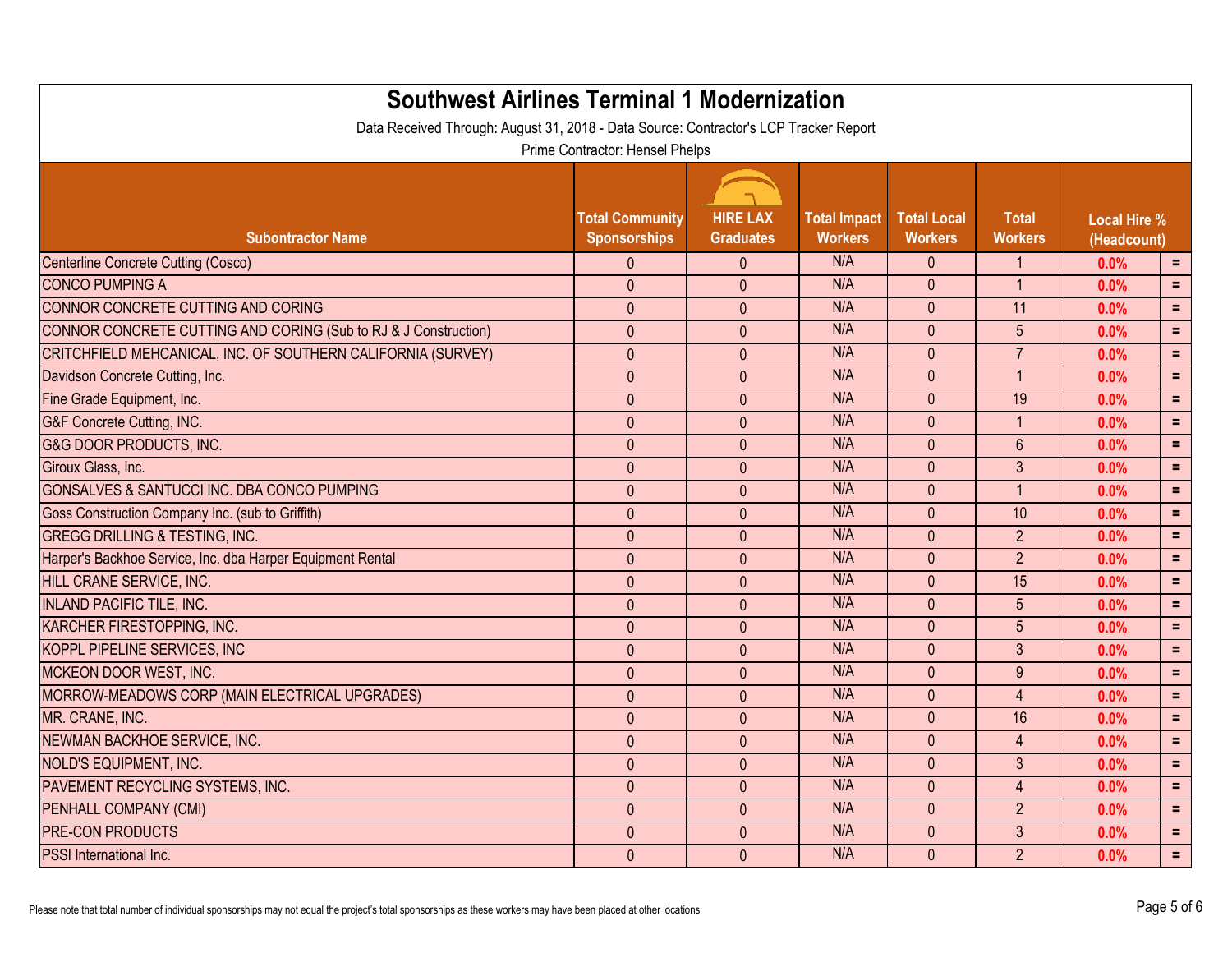# Southwest Airlines Terminal 1 Modernization

Data Received Through: August 31, 2018 - Data Source: Contractor's LCP Tracker Report

Prime Contractor: Hensel Phelps

| Subontractor Name | Total Community Sponsorships | HIRE LAX Graduates | Total Impact Workers | Total Local Workers | Total Workers | Local Hire % (Headcount) | |
|---|---|---|---|---|---|---|---|
| Centerline Concrete Cutting (Cosco) | 0 | 0 | N/A | 0 | 1 | 0.0% | = |
| CONCO PUMPING A | 0 | 0 | N/A | 0 | 1 | 0.0% | = |
| CONNOR CONCRETE CUTTING AND CORING | 0 | 0 | N/A | 0 | 11 | 0.0% | = |
| CONNOR CONCRETE CUTTING AND CORING (Sub to RJ & J Construction) | 0 | 0 | N/A | 0 | 5 | 0.0% | = |
| CRITCHFIELD MEHCANICAL, INC. OF SOUTHERN CALIFORNIA (SURVEY) | 0 | 0 | N/A | 0 | 7 | 0.0% | = |
| Davidson Concrete Cutting, Inc. | 0 | 0 | N/A | 0 | 1 | 0.0% | = |
| Fine Grade Equipment, Inc. | 0 | 0 | N/A | 0 | 19 | 0.0% | = |
| G&F Concrete Cutting, INC. | 0 | 0 | N/A | 0 | 1 | 0.0% | = |
| G&G DOOR PRODUCTS, INC. | 0 | 0 | N/A | 0 | 6 | 0.0% | = |
| Giroux Glass, Inc. | 0 | 0 | N/A | 0 | 3 | 0.0% | = |
| GONSALVES & SANTUCCI INC. DBA CONCO PUMPING | 0 | 0 | N/A | 0 | 1 | 0.0% | = |
| Goss Construction Company Inc. (sub to Griffith) | 0 | 0 | N/A | 0 | 10 | 0.0% | = |
| GREGG DRILLING & TESTING, INC. | 0 | 0 | N/A | 0 | 2 | 0.0% | = |
| Harper's Backhoe Service, Inc. dba Harper Equipment Rental | 0 | 0 | N/A | 0 | 2 | 0.0% | = |
| HILL CRANE SERVICE, INC. | 0 | 0 | N/A | 0 | 15 | 0.0% | = |
| INLAND PACIFIC TILE, INC. | 0 | 0 | N/A | 0 | 5 | 0.0% | = |
| KARCHER FIRESTOPPING, INC. | 0 | 0 | N/A | 0 | 5 | 0.0% | = |
| KOPPL PIPELINE SERVICES, INC | 0 | 0 | N/A | 0 | 3 | 0.0% | = |
| MCKEON DOOR WEST, INC. | 0 | 0 | N/A | 0 | 9 | 0.0% | = |
| MORROW-MEADOWS CORP (MAIN ELECTRICAL UPGRADES) | 0 | 0 | N/A | 0 | 4 | 0.0% | = |
| MR. CRANE, INC. | 0 | 0 | N/A | 0 | 16 | 0.0% | = |
| NEWMAN BACKHOE SERVICE, INC. | 0 | 0 | N/A | 0 | 4 | 0.0% | = |
| NOLD'S EQUIPMENT, INC. | 0 | 0 | N/A | 0 | 3 | 0.0% | = |
| PAVEMENT RECYCLING SYSTEMS, INC. | 0 | 0 | N/A | 0 | 4 | 0.0% | = |
| PENHALL COMPANY (CMI) | 0 | 0 | N/A | 0 | 2 | 0.0% | = |
| PRE-CON PRODUCTS | 0 | 0 | N/A | 0 | 3 | 0.0% | = |
| PSSI International Inc. | 0 | 0 | N/A | 0 | 2 | 0.0% | = |

Please note that total number of individual sponsorships may not equal the project's total sponsorships as these workers may have been placed at other locations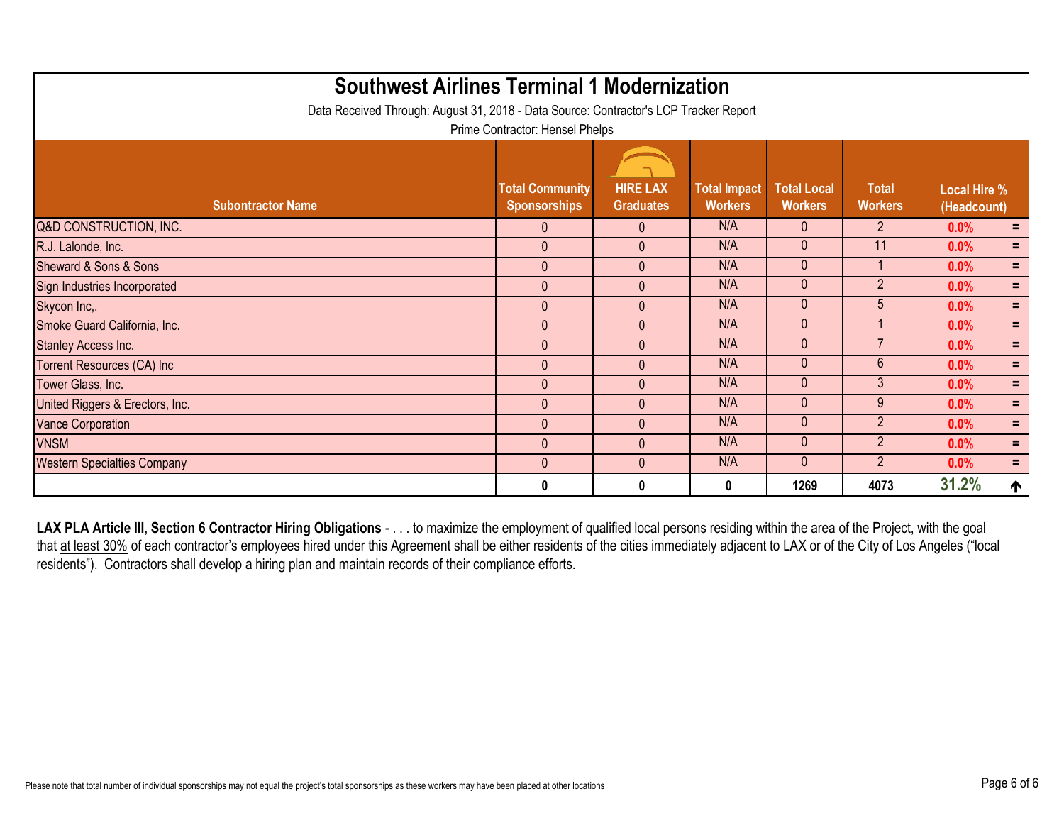# Southwest Airlines Terminal 1 Modernization

Data Received Through: August 31, 2018 - Data Source: Contractor's LCP Tracker Report

Prime Contractor: Hensel Phelps

| Subontractor Name | Total Community Sponsorships | HIRE LAX Graduates | Total Impact Workers | Total Local Workers | Total Workers | Local Hire % (Headcount) | |
|---|---|---|---|---|---|---|---|
| Q&D CONSTRUCTION, INC. | 0 | 0 | N/A | 0 | 2 | 0.0% | = |
| R.J. Lalonde, Inc. | 0 | 0 | N/A | 0 | 11 | 0.0% | = |
| Sheward & Sons & Sons | 0 | 0 | N/A | 0 | 1 | 0.0% | = |
| Sign Industries Incorporated | 0 | 0 | N/A | 0 | 2 | 0.0% | = |
| Skycon Inc,. | 0 | 0 | N/A | 0 | 5 | 0.0% | = |
| Smoke Guard California, Inc. | 0 | 0 | N/A | 0 | 1 | 0.0% | = |
| Stanley Access Inc. | 0 | 0 | N/A | 0 | 7 | 0.0% | = |
| Torrent Resources (CA) Inc | 0 | 0 | N/A | 0 | 6 | 0.0% | = |
| Tower Glass, Inc. | 0 | 0 | N/A | 0 | 3 | 0.0% | = |
| United Riggers & Erectors, Inc. | 0 | 0 | N/A | 0 | 9 | 0.0% | = |
| Vance Corporation | 0 | 0 | N/A | 0 | 2 | 0.0% | = |
| VNSM | 0 | 0 | N/A | 0 | 2 | 0.0% | = |
| Western Specialties Company | 0 | 0 | N/A | 0 | 2 | 0.0% | = |
| | **0** | **0** | **0** | **1269** | **4073** | **31.2%** | ↑ |

**LAX PLA Article III, Section 6 Contractor Hiring Obligations** - . . . to maximize the employment of qualified local persons residing within the area of the Project, with the goal that at least 30% of each contractor's employees hired under this Agreement shall be either residents of the cities immediately adjacent to LAX or of the City of Los Angeles ("local residents"). Contractors shall develop a hiring plan and maintain records of their compliance efforts.

Please note that total number of individual sponsorships may not equal the project's total sponsorships as these workers may have been placed at other locations